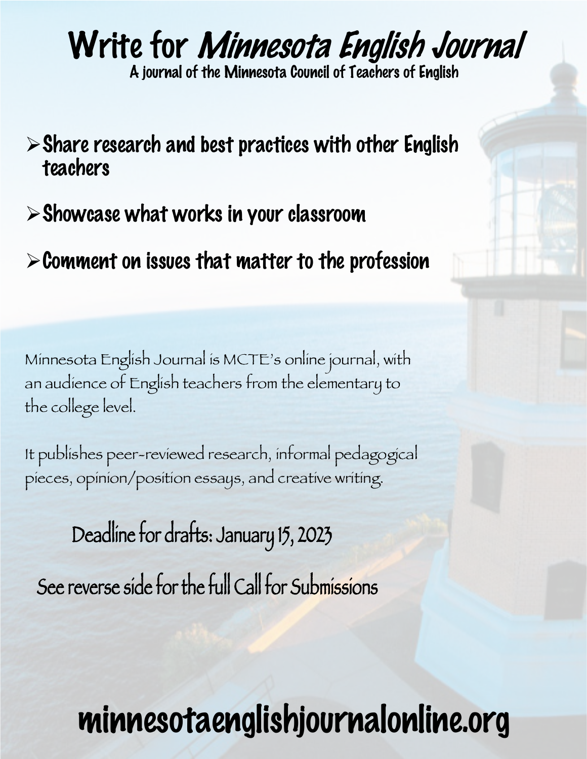# Write for *Minnesota English Journal*

**A journal of the Minnesota Council of Teachers of English**

- **Share research and best practices with other English teachers**
- **Showcase what works in your classroom**
- **Comment on issues that matter to the profession**

Minnesota English Journal is MCTE's online journal, with an audience of English teachers from the elementary to the college level.

It publishes peer-reviewed research, informal pedagogical pieces, opinion/position essays, and creative writing.

Deadline for drafts: January 15, 2023

See reverse side for the full Call for Submissions

## minnesotaenglishjournalonline.org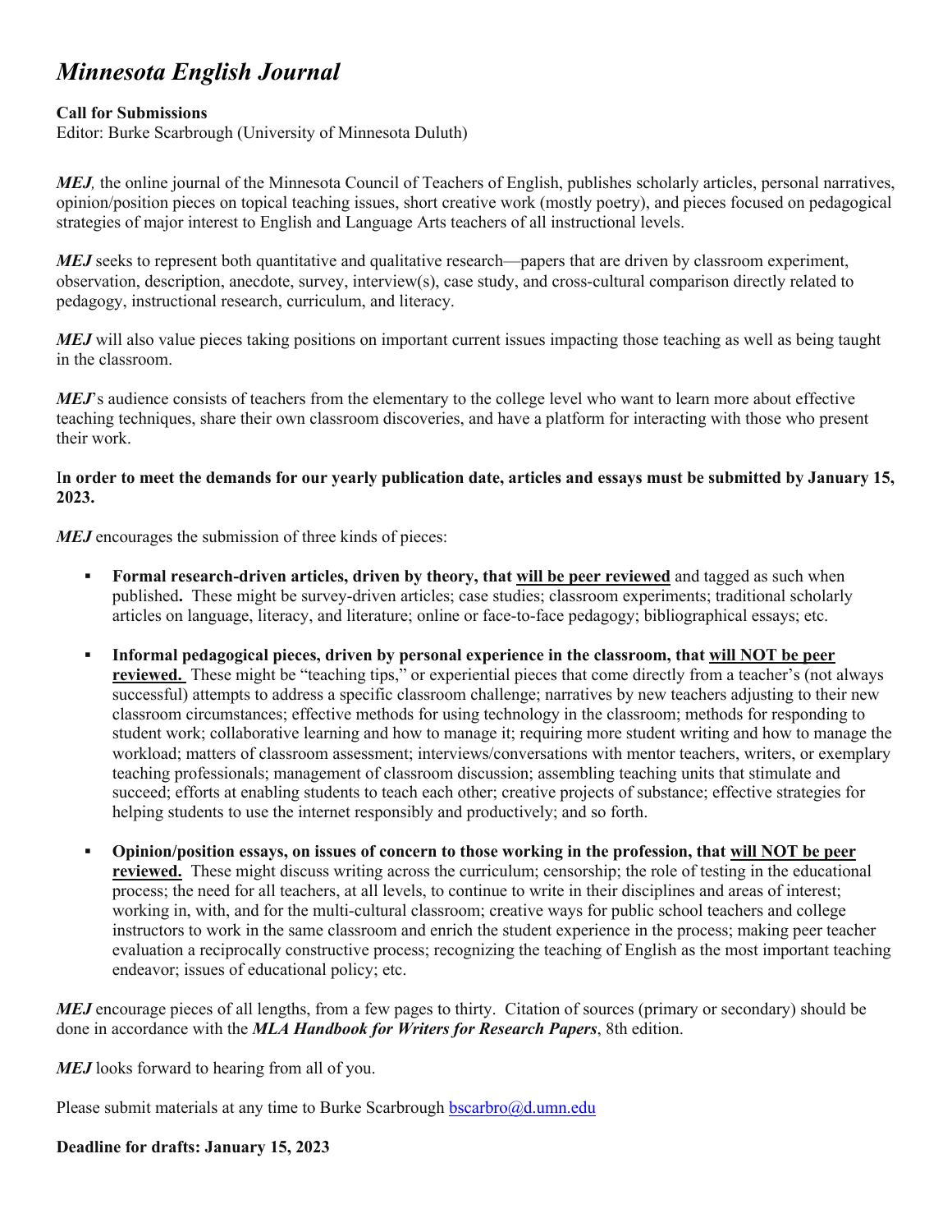# *Minnesota English Journal*

**Call for Submissions**
Editor: Burke Scarbrough (University of Minnesota Duluth)

***MEJ**,* the online journal of the Minnesota Council of Teachers of English, publishes scholarly articles, personal narratives, opinion/position pieces on topical teaching issues, short creative work (mostly poetry), and pieces focused on pedagogical strategies of major interest to English and Language Arts teachers of all instructional levels.

***MEJ*** seeks to represent both quantitative and qualitative research—papers that are driven by classroom experiment, observation, description, anecdote, survey, interview(s), case study, and cross-cultural comparison directly related to pedagogy, instructional research, curriculum, and literacy.

***MEJ*** will also value pieces taking positions on important current issues impacting those teaching as well as being taught in the classroom.

***MEJ***'s audience consists of teachers from the elementary to the college level who want to learn more about effective teaching techniques, share their own classroom discoveries, and have a platform for interacting with those who present their work.

I**n order to meet the demands for our yearly publication date, articles and essays must be submitted by January 15, 2023.**

***MEJ*** encourages the submission of three kinds of pieces:

- **Formal research-driven articles, driven by theory, that <u>will be peer reviewed</u>** and tagged as such when published**.** These might be survey-driven articles; case studies; classroom experiments; traditional scholarly articles on language, literacy, and literature; online or face-to-face pedagogy; bibliographical essays; etc.

- **Informal pedagogical pieces, driven by personal experience in the classroom, that <u>will NOT be peer reviewed.</u>** These might be "teaching tips," or experiential pieces that come directly from a teacher's (not always successful) attempts to address a specific classroom challenge; narratives by new teachers adjusting to their new classroom circumstances; effective methods for using technology in the classroom; methods for responding to student work; collaborative learning and how to manage it; requiring more student writing and how to manage the workload; matters of classroom assessment; interviews/conversations with mentor teachers, writers, or exemplary teaching professionals; management of classroom discussion; assembling teaching units that stimulate and succeed; efforts at enabling students to teach each other; creative projects of substance; effective strategies for helping students to use the internet responsibly and productively; and so forth.

- **Opinion/position essays, on issues of concern to those working in the profession, that <u>will NOT be peer reviewed.</u>** These might discuss writing across the curriculum; censorship; the role of testing in the educational process; the need for all teachers, at all levels, to continue to write in their disciplines and areas of interest; working in, with, and for the multi-cultural classroom; creative ways for public school teachers and college instructors to work in the same classroom and enrich the student experience in the process; making peer teacher evaluation a reciprocally constructive process; recognizing the teaching of English as the most important teaching endeavor; issues of educational policy; etc.

***MEJ*** encourage pieces of all lengths, from a few pages to thirty. Citation of sources (primary or secondary) should be done in accordance with the ***MLA Handbook for Writers for Research Papers***, 8th edition.

***MEJ*** looks forward to hearing from all of you.

Please submit materials at any time to Burke Scarbrough bscarbro@d.umn.edu

**Deadline for drafts: January 15, 2023**